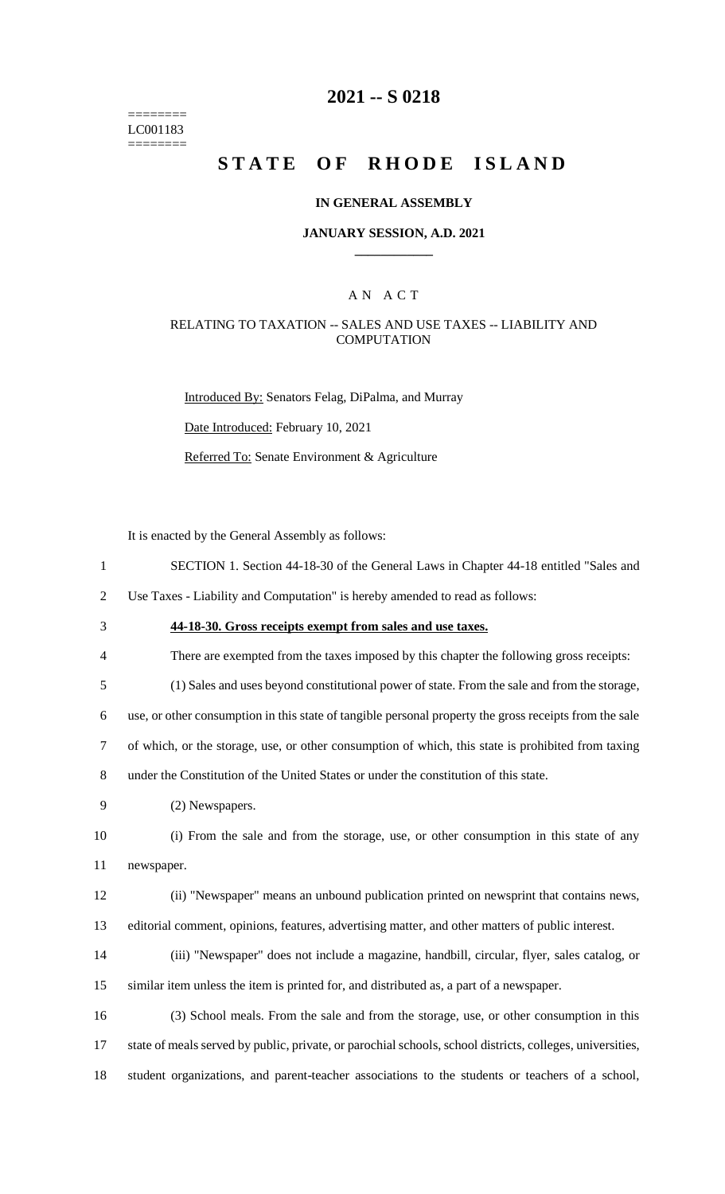========
LC001183
========

# 2021 -- S 0218

# STATE OF RHODE ISLAND

## IN GENERAL ASSEMBLY

### JANUARY SESSION, A.D. 2021

---

### A N A C T

#### RELATING TO TAXATION -- SALES AND USE TAXES -- LIABILITY AND COMPUTATION

Introduced By: Senators Felag, DiPalma, and Murray

Date Introduced: February 10, 2021

Referred To: Senate Environment & Agriculture

It is enacted by the General Assembly as follows:

1 SECTION 1. Section 44-18-30 of the General Laws in Chapter 44-18 entitled "Sales and
2 Use Taxes - Liability and Computation" is hereby amended to read as follows:

3 **44-18-30. Gross receipts exempt from sales and use taxes.**

4 There are exempted from the taxes imposed by this chapter the following gross receipts:

5 (1) Sales and uses beyond constitutional power of state. From the sale and from the storage,
6 use, or other consumption in this state of tangible personal property the gross receipts from the sale
7 of which, or the storage, use, or other consumption of which, this state is prohibited from taxing
8 under the Constitution of the United States or under the constitution of this state.

9 (2) Newspapers.

10 (i) From the sale and from the storage, use, or other consumption in this state of any
11 newspaper.

12 (ii) "Newspaper" means an unbound publication printed on newsprint that contains news,
13 editorial comment, opinions, features, advertising matter, and other matters of public interest.

14 (iii) "Newspaper" does not include a magazine, handbill, circular, flyer, sales catalog, or
15 similar item unless the item is printed for, and distributed as, a part of a newspaper.

16 (3) School meals. From the sale and from the storage, use, or other consumption in this
17 state of meals served by public, private, or parochial schools, school districts, colleges, universities,
18 student organizations, and parent-teacher associations to the students or teachers of a school,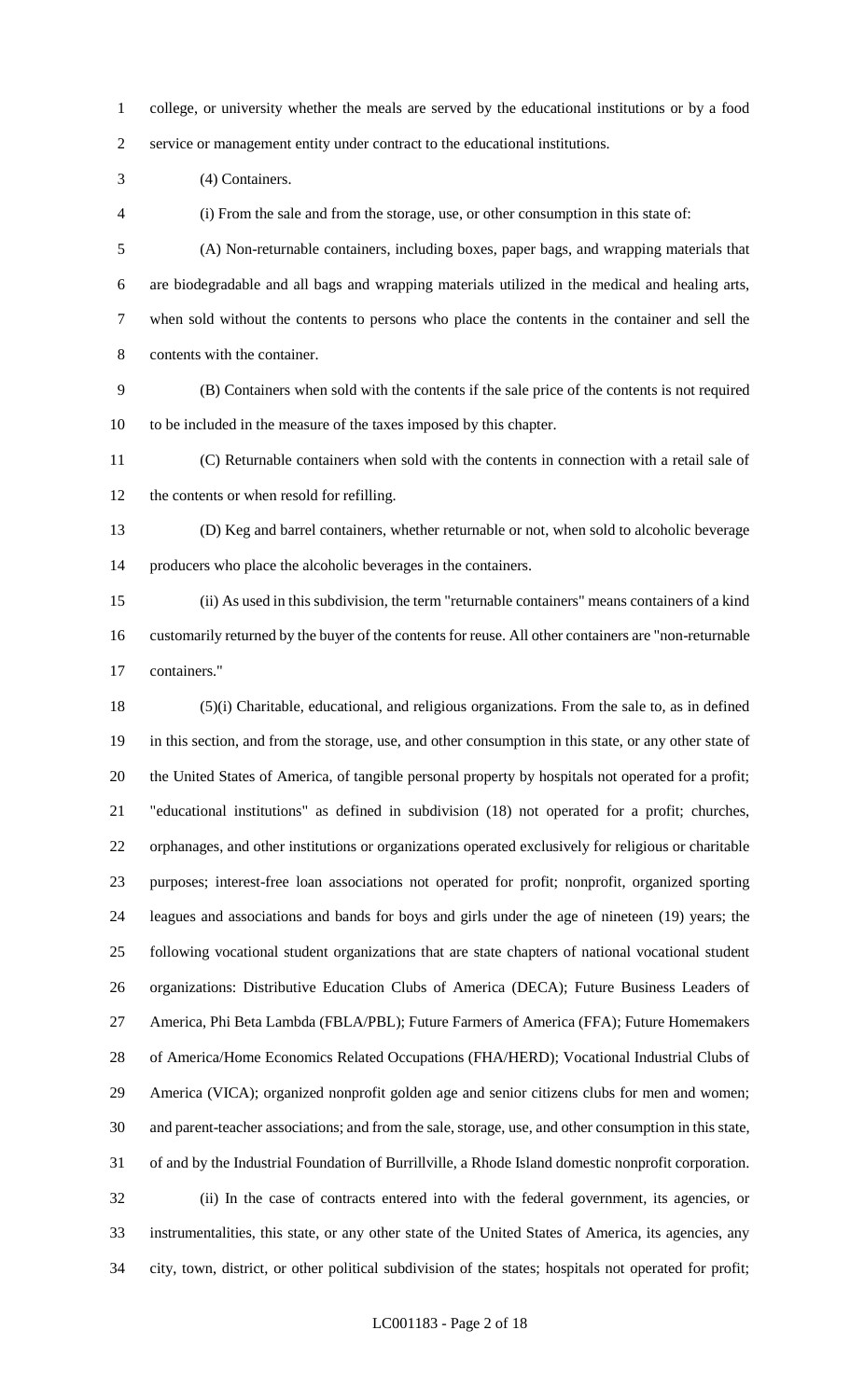college, or university whether the meals are served by the educational institutions or by a food service or management entity under contract to the educational institutions.

(4) Containers.

(i) From the sale and from the storage, use, or other consumption in this state of:

(A) Non-returnable containers, including boxes, paper bags, and wrapping materials that are biodegradable and all bags and wrapping materials utilized in the medical and healing arts, when sold without the contents to persons who place the contents in the container and sell the contents with the container.

(B) Containers when sold with the contents if the sale price of the contents is not required to be included in the measure of the taxes imposed by this chapter.

(C) Returnable containers when sold with the contents in connection with a retail sale of the contents or when resold for refilling.

(D) Keg and barrel containers, whether returnable or not, when sold to alcoholic beverage producers who place the alcoholic beverages in the containers.

(ii) As used in this subdivision, the term "returnable containers" means containers of a kind customarily returned by the buyer of the contents for reuse. All other containers are "non-returnable containers."

(5)(i) Charitable, educational, and religious organizations. From the sale to, as in defined in this section, and from the storage, use, and other consumption in this state, or any other state of the United States of America, of tangible personal property by hospitals not operated for a profit; "educational institutions" as defined in subdivision (18) not operated for a profit; churches, orphanages, and other institutions or organizations operated exclusively for religious or charitable purposes; interest-free loan associations not operated for profit; nonprofit, organized sporting leagues and associations and bands for boys and girls under the age of nineteen (19) years; the following vocational student organizations that are state chapters of national vocational student organizations: Distributive Education Clubs of America (DECA); Future Business Leaders of America, Phi Beta Lambda (FBLA/PBL); Future Farmers of America (FFA); Future Homemakers of America/Home Economics Related Occupations (FHA/HERD); Vocational Industrial Clubs of America (VICA); organized nonprofit golden age and senior citizens clubs for men and women; and parent-teacher associations; and from the sale, storage, use, and other consumption in this state, of and by the Industrial Foundation of Burrillville, a Rhode Island domestic nonprofit corporation.

(ii) In the case of contracts entered into with the federal government, its agencies, or instrumentalities, this state, or any other state of the United States of America, its agencies, any city, town, district, or other political subdivision of the states; hospitals not operated for profit;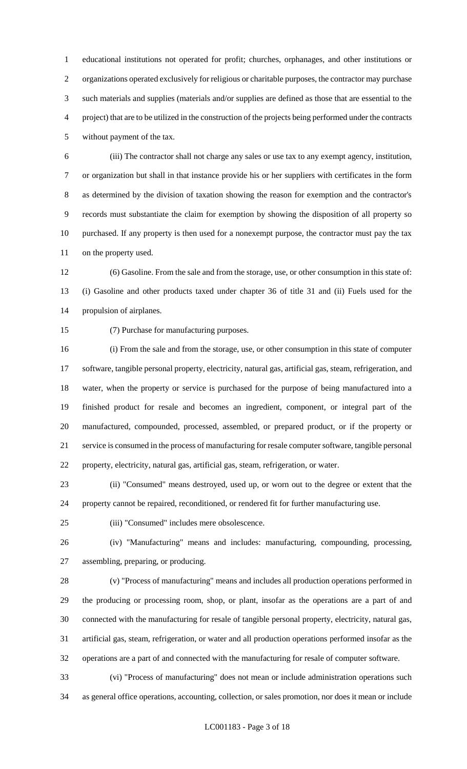educational institutions not operated for profit; churches, orphanages, and other institutions or organizations operated exclusively for religious or charitable purposes, the contractor may purchase such materials and supplies (materials and/or supplies are defined as those that are essential to the project) that are to be utilized in the construction of the projects being performed under the contracts without payment of the tax.

(iii) The contractor shall not charge any sales or use tax to any exempt agency, institution, or organization but shall in that instance provide his or her suppliers with certificates in the form as determined by the division of taxation showing the reason for exemption and the contractor's records must substantiate the claim for exemption by showing the disposition of all property so purchased. If any property is then used for a nonexempt purpose, the contractor must pay the tax on the property used.

(6) Gasoline. From the sale and from the storage, use, or other consumption in this state of: (i) Gasoline and other products taxed under chapter 36 of title 31 and (ii) Fuels used for the propulsion of airplanes.

(7) Purchase for manufacturing purposes.

(i) From the sale and from the storage, use, or other consumption in this state of computer software, tangible personal property, electricity, natural gas, artificial gas, steam, refrigeration, and water, when the property or service is purchased for the purpose of being manufactured into a finished product for resale and becomes an ingredient, component, or integral part of the manufactured, compounded, processed, assembled, or prepared product, or if the property or service is consumed in the process of manufacturing for resale computer software, tangible personal property, electricity, natural gas, artificial gas, steam, refrigeration, or water.

(ii) "Consumed" means destroyed, used up, or worn out to the degree or extent that the property cannot be repaired, reconditioned, or rendered fit for further manufacturing use.

(iii) "Consumed" includes mere obsolescence.

(iv) "Manufacturing" means and includes: manufacturing, compounding, processing, assembling, preparing, or producing.

(v) "Process of manufacturing" means and includes all production operations performed in the producing or processing room, shop, or plant, insofar as the operations are a part of and connected with the manufacturing for resale of tangible personal property, electricity, natural gas, artificial gas, steam, refrigeration, or water and all production operations performed insofar as the operations are a part of and connected with the manufacturing for resale of computer software.

(vi) "Process of manufacturing" does not mean or include administration operations such as general office operations, accounting, collection, or sales promotion, nor does it mean or include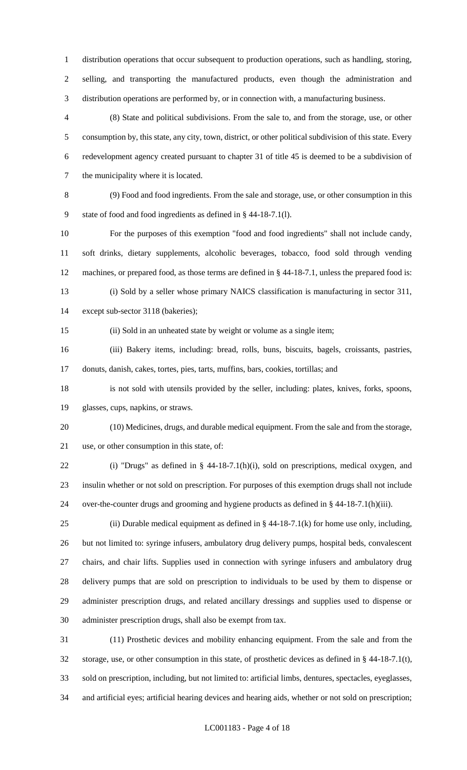distribution operations that occur subsequent to production operations, such as handling, storing, selling, and transporting the manufactured products, even though the administration and distribution operations are performed by, or in connection with, a manufacturing business.

(8) State and political subdivisions. From the sale to, and from the storage, use, or other consumption by, this state, any city, town, district, or other political subdivision of this state. Every redevelopment agency created pursuant to chapter 31 of title 45 is deemed to be a subdivision of the municipality where it is located.

(9) Food and food ingredients. From the sale and storage, use, or other consumption in this state of food and food ingredients as defined in § 44-18-7.1(l).

For the purposes of this exemption "food and food ingredients" shall not include candy, soft drinks, dietary supplements, alcoholic beverages, tobacco, food sold through vending machines, or prepared food, as those terms are defined in § 44-18-7.1, unless the prepared food is:

(i) Sold by a seller whose primary NAICS classification is manufacturing in sector 311, except sub-sector 3118 (bakeries);

(ii) Sold in an unheated state by weight or volume as a single item;

(iii) Bakery items, including: bread, rolls, buns, biscuits, bagels, croissants, pastries, donuts, danish, cakes, tortes, pies, tarts, muffins, bars, cookies, tortillas; and

is not sold with utensils provided by the seller, including: plates, knives, forks, spoons, glasses, cups, napkins, or straws.

(10) Medicines, drugs, and durable medical equipment. From the sale and from the storage, use, or other consumption in this state, of:

(i) "Drugs" as defined in § 44-18-7.1(h)(i), sold on prescriptions, medical oxygen, and insulin whether or not sold on prescription. For purposes of this exemption drugs shall not include over-the-counter drugs and grooming and hygiene products as defined in § 44-18-7.1(h)(iii).

(ii) Durable medical equipment as defined in § 44-18-7.1(k) for home use only, including, but not limited to: syringe infusers, ambulatory drug delivery pumps, hospital beds, convalescent chairs, and chair lifts. Supplies used in connection with syringe infusers and ambulatory drug delivery pumps that are sold on prescription to individuals to be used by them to dispense or administer prescription drugs, and related ancillary dressings and supplies used to dispense or administer prescription drugs, shall also be exempt from tax.

(11) Prosthetic devices and mobility enhancing equipment. From the sale and from the storage, use, or other consumption in this state, of prosthetic devices as defined in § 44-18-7.1(t), sold on prescription, including, but not limited to: artificial limbs, dentures, spectacles, eyeglasses, and artificial eyes; artificial hearing devices and hearing aids, whether or not sold on prescription;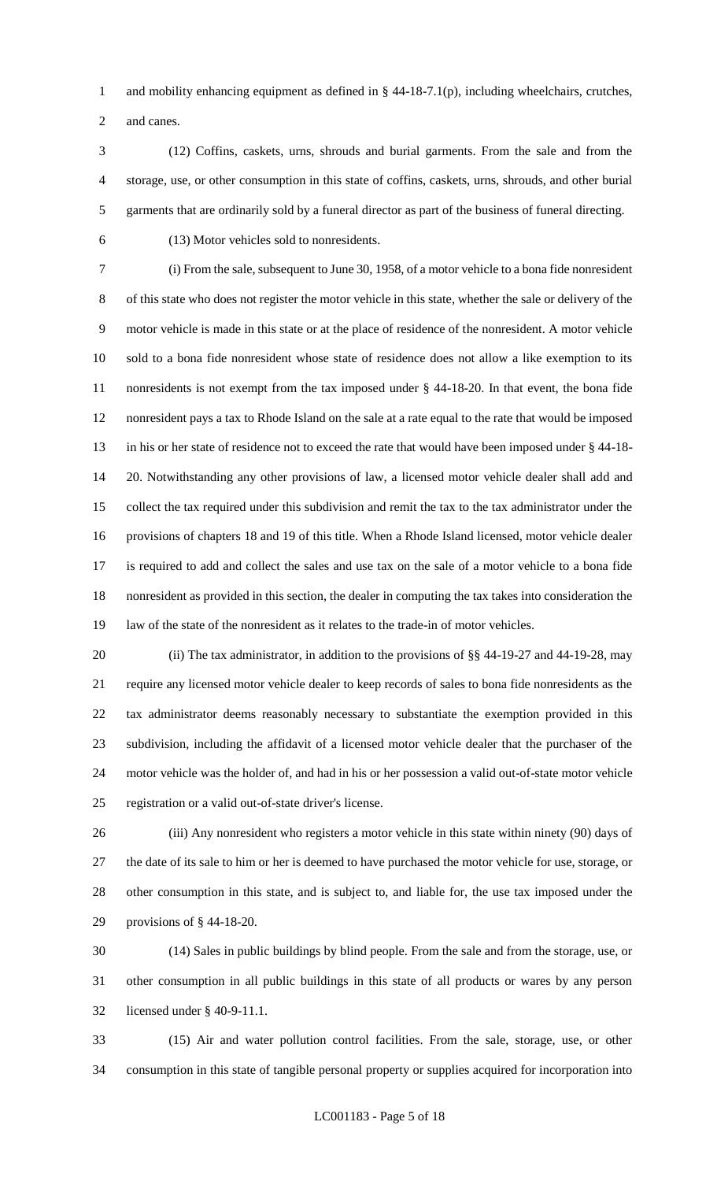and mobility enhancing equipment as defined in § 44-18-7.1(p), including wheelchairs, crutches, and canes.

(12) Coffins, caskets, urns, shrouds and burial garments. From the sale and from the storage, use, or other consumption in this state of coffins, caskets, urns, shrouds, and other burial garments that are ordinarily sold by a funeral director as part of the business of funeral directing.

(13) Motor vehicles sold to nonresidents.

(i) From the sale, subsequent to June 30, 1958, of a motor vehicle to a bona fide nonresident of this state who does not register the motor vehicle in this state, whether the sale or delivery of the motor vehicle is made in this state or at the place of residence of the nonresident. A motor vehicle sold to a bona fide nonresident whose state of residence does not allow a like exemption to its nonresidents is not exempt from the tax imposed under § 44-18-20. In that event, the bona fide nonresident pays a tax to Rhode Island on the sale at a rate equal to the rate that would be imposed in his or her state of residence not to exceed the rate that would have been imposed under § 44-18-20. Notwithstanding any other provisions of law, a licensed motor vehicle dealer shall add and collect the tax required under this subdivision and remit the tax to the tax administrator under the provisions of chapters 18 and 19 of this title. When a Rhode Island licensed, motor vehicle dealer is required to add and collect the sales and use tax on the sale of a motor vehicle to a bona fide nonresident as provided in this section, the dealer in computing the tax takes into consideration the law of the state of the nonresident as it relates to the trade-in of motor vehicles.

(ii) The tax administrator, in addition to the provisions of §§ 44-19-27 and 44-19-28, may require any licensed motor vehicle dealer to keep records of sales to bona fide nonresidents as the tax administrator deems reasonably necessary to substantiate the exemption provided in this subdivision, including the affidavit of a licensed motor vehicle dealer that the purchaser of the motor vehicle was the holder of, and had in his or her possession a valid out-of-state motor vehicle registration or a valid out-of-state driver's license.

(iii) Any nonresident who registers a motor vehicle in this state within ninety (90) days of the date of its sale to him or her is deemed to have purchased the motor vehicle for use, storage, or other consumption in this state, and is subject to, and liable for, the use tax imposed under the provisions of § 44-18-20.

(14) Sales in public buildings by blind people. From the sale and from the storage, use, or other consumption in all public buildings in this state of all products or wares by any person licensed under § 40-9-11.1.

(15) Air and water pollution control facilities. From the sale, storage, use, or other consumption in this state of tangible personal property or supplies acquired for incorporation into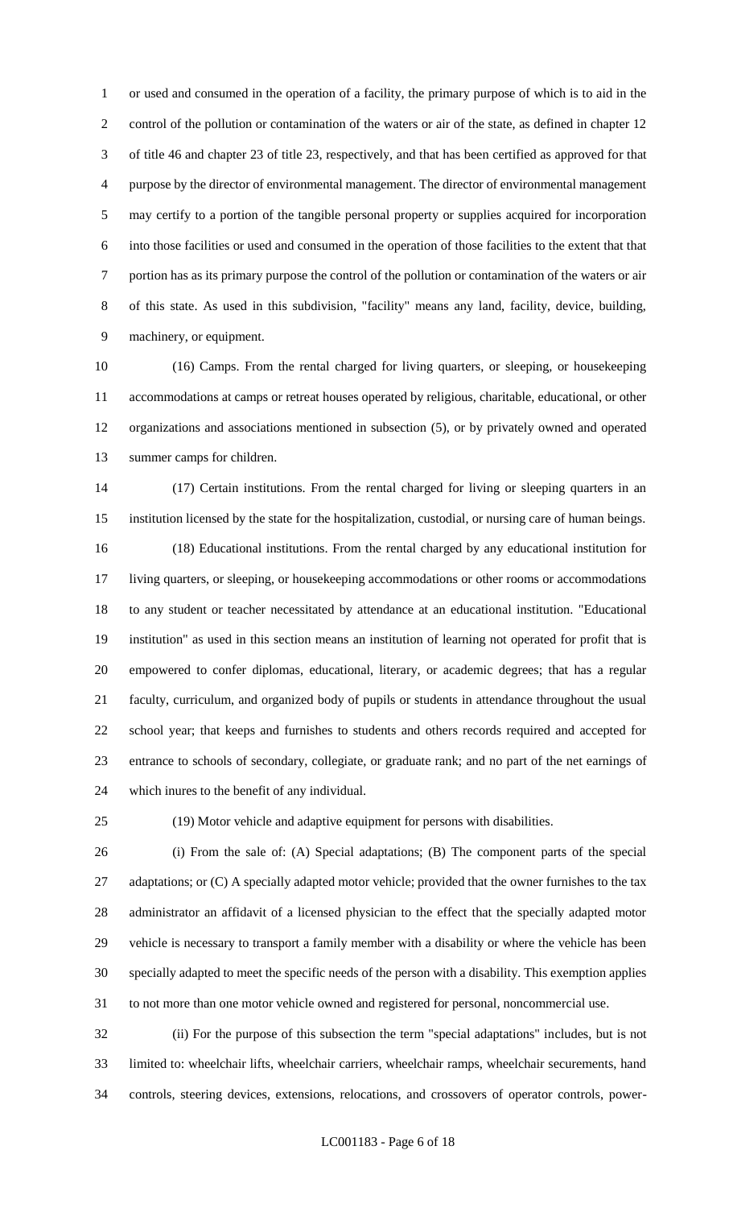or used and consumed in the operation of a facility, the primary purpose of which is to aid in the control of the pollution or contamination of the waters or air of the state, as defined in chapter 12 of title 46 and chapter 23 of title 23, respectively, and that has been certified as approved for that purpose by the director of environmental management. The director of environmental management may certify to a portion of the tangible personal property or supplies acquired for incorporation into those facilities or used and consumed in the operation of those facilities to the extent that that portion has as its primary purpose the control of the pollution or contamination of the waters or air of this state. As used in this subdivision, "facility" means any land, facility, device, building, machinery, or equipment.

(16) Camps. From the rental charged for living quarters, or sleeping, or housekeeping accommodations at camps or retreat houses operated by religious, charitable, educational, or other organizations and associations mentioned in subsection (5), or by privately owned and operated summer camps for children.

(17) Certain institutions. From the rental charged for living or sleeping quarters in an institution licensed by the state for the hospitalization, custodial, or nursing care of human beings.

(18) Educational institutions. From the rental charged by any educational institution for living quarters, or sleeping, or housekeeping accommodations or other rooms or accommodations to any student or teacher necessitated by attendance at an educational institution. "Educational institution" as used in this section means an institution of learning not operated for profit that is empowered to confer diplomas, educational, literary, or academic degrees; that has a regular faculty, curriculum, and organized body of pupils or students in attendance throughout the usual school year; that keeps and furnishes to students and others records required and accepted for entrance to schools of secondary, collegiate, or graduate rank; and no part of the net earnings of which inures to the benefit of any individual.

(19) Motor vehicle and adaptive equipment for persons with disabilities.

(i) From the sale of: (A) Special adaptations; (B) The component parts of the special adaptations; or (C) A specially adapted motor vehicle; provided that the owner furnishes to the tax administrator an affidavit of a licensed physician to the effect that the specially adapted motor vehicle is necessary to transport a family member with a disability or where the vehicle has been specially adapted to meet the specific needs of the person with a disability. This exemption applies to not more than one motor vehicle owned and registered for personal, noncommercial use.

(ii) For the purpose of this subsection the term "special adaptations" includes, but is not limited to: wheelchair lifts, wheelchair carriers, wheelchair ramps, wheelchair securements, hand controls, steering devices, extensions, relocations, and crossovers of operator controls, power-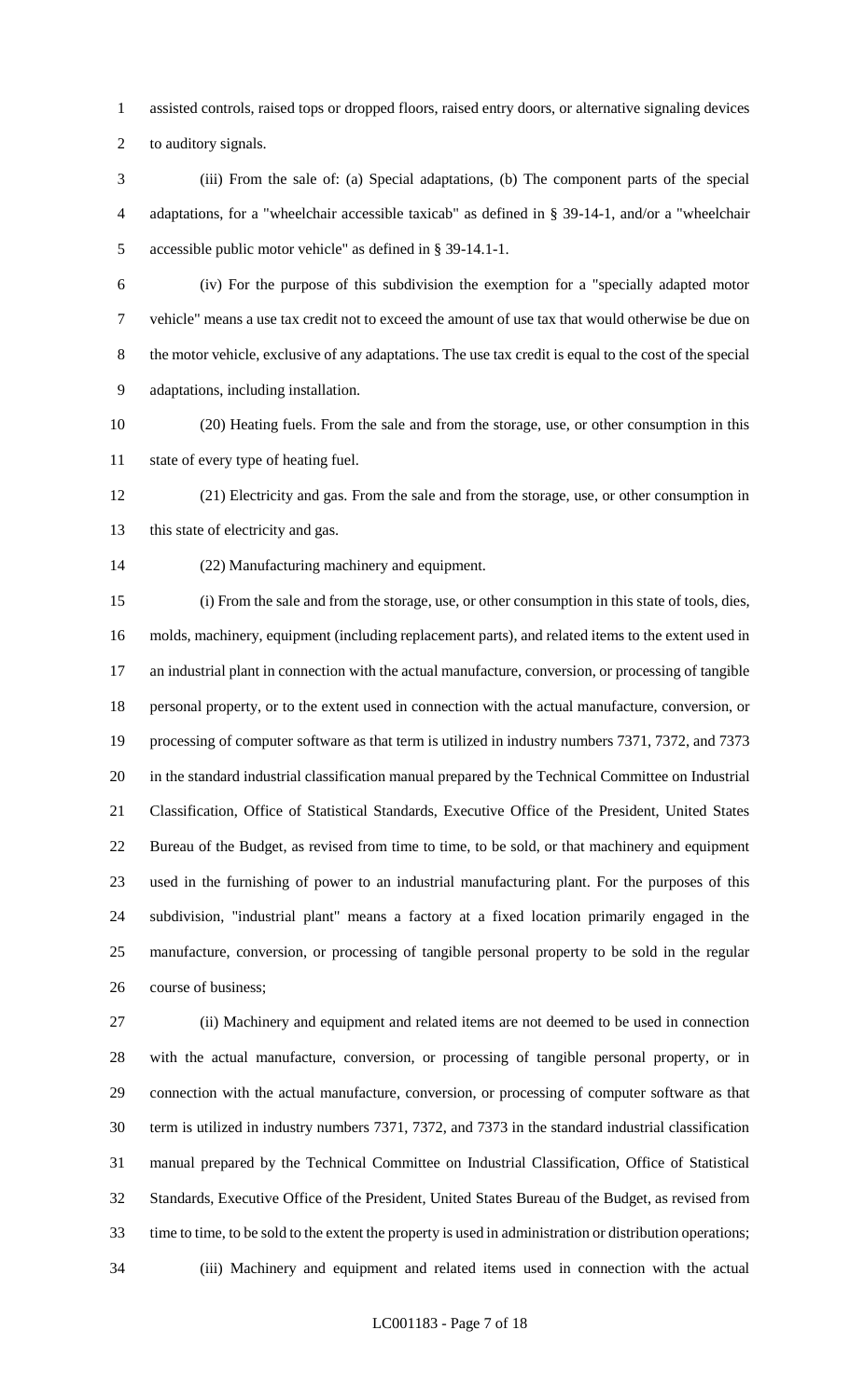assisted controls, raised tops or dropped floors, raised entry doors, or alternative signaling devices to auditory signals.

(iii) From the sale of: (a) Special adaptations, (b) The component parts of the special adaptations, for a "wheelchair accessible taxicab" as defined in § 39-14-1, and/or a "wheelchair accessible public motor vehicle" as defined in § 39-14.1-1.

(iv) For the purpose of this subdivision the exemption for a "specially adapted motor vehicle" means a use tax credit not to exceed the amount of use tax that would otherwise be due on the motor vehicle, exclusive of any adaptations. The use tax credit is equal to the cost of the special adaptations, including installation.

(20) Heating fuels. From the sale and from the storage, use, or other consumption in this state of every type of heating fuel.

(21) Electricity and gas. From the sale and from the storage, use, or other consumption in this state of electricity and gas.

(22) Manufacturing machinery and equipment.

(i) From the sale and from the storage, use, or other consumption in this state of tools, dies, molds, machinery, equipment (including replacement parts), and related items to the extent used in an industrial plant in connection with the actual manufacture, conversion, or processing of tangible personal property, or to the extent used in connection with the actual manufacture, conversion, or processing of computer software as that term is utilized in industry numbers 7371, 7372, and 7373 in the standard industrial classification manual prepared by the Technical Committee on Industrial Classification, Office of Statistical Standards, Executive Office of the President, United States Bureau of the Budget, as revised from time to time, to be sold, or that machinery and equipment used in the furnishing of power to an industrial manufacturing plant. For the purposes of this subdivision, "industrial plant" means a factory at a fixed location primarily engaged in the manufacture, conversion, or processing of tangible personal property to be sold in the regular course of business;

(ii) Machinery and equipment and related items are not deemed to be used in connection with the actual manufacture, conversion, or processing of tangible personal property, or in connection with the actual manufacture, conversion, or processing of computer software as that term is utilized in industry numbers 7371, 7372, and 7373 in the standard industrial classification manual prepared by the Technical Committee on Industrial Classification, Office of Statistical Standards, Executive Office of the President, United States Bureau of the Budget, as revised from time to time, to be sold to the extent the property is used in administration or distribution operations;

(iii) Machinery and equipment and related items used in connection with the actual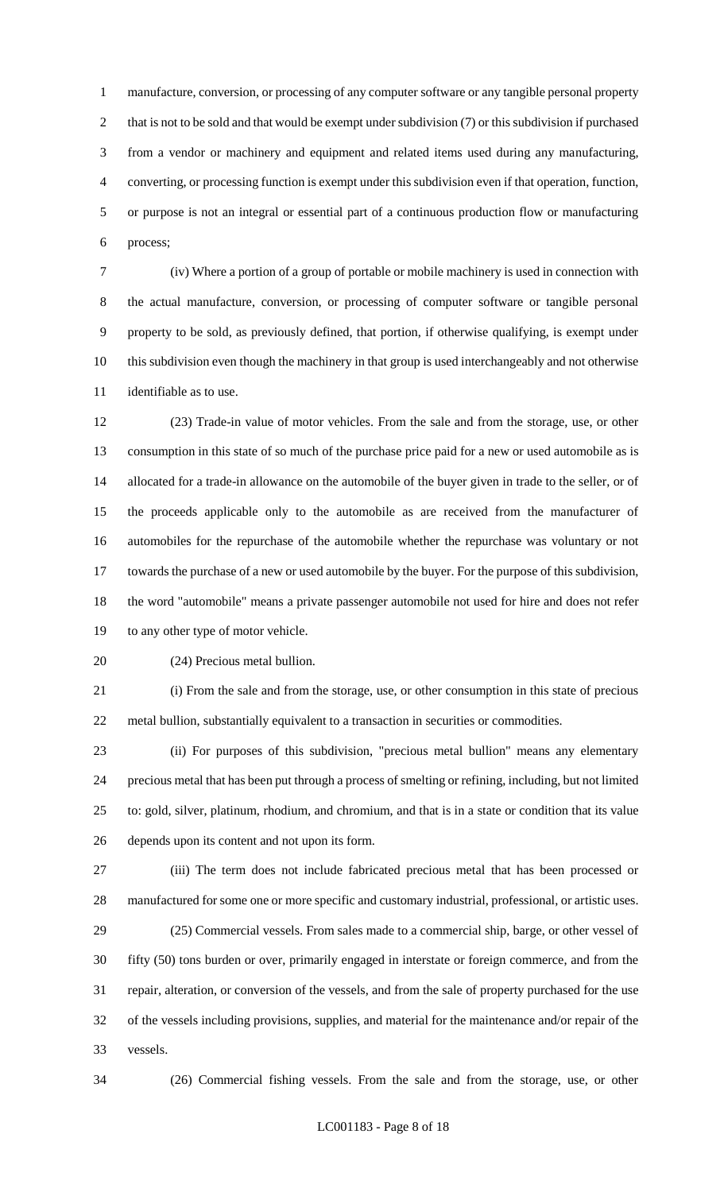manufacture, conversion, or processing of any computer software or any tangible personal property that is not to be sold and that would be exempt under subdivision (7) or this subdivision if purchased from a vendor or machinery and equipment and related items used during any manufacturing, converting, or processing function is exempt under this subdivision even if that operation, function, or purpose is not an integral or essential part of a continuous production flow or manufacturing process;

(iv) Where a portion of a group of portable or mobile machinery is used in connection with the actual manufacture, conversion, or processing of computer software or tangible personal property to be sold, as previously defined, that portion, if otherwise qualifying, is exempt under this subdivision even though the machinery in that group is used interchangeably and not otherwise identifiable as to use.

(23) Trade-in value of motor vehicles. From the sale and from the storage, use, or other consumption in this state of so much of the purchase price paid for a new or used automobile as is allocated for a trade-in allowance on the automobile of the buyer given in trade to the seller, or of the proceeds applicable only to the automobile as are received from the manufacturer of automobiles for the repurchase of the automobile whether the repurchase was voluntary or not towards the purchase of a new or used automobile by the buyer. For the purpose of this subdivision, the word "automobile" means a private passenger automobile not used for hire and does not refer to any other type of motor vehicle.

(24) Precious metal bullion.

(i) From the sale and from the storage, use, or other consumption in this state of precious metal bullion, substantially equivalent to a transaction in securities or commodities.

(ii) For purposes of this subdivision, "precious metal bullion" means any elementary precious metal that has been put through a process of smelting or refining, including, but not limited to: gold, silver, platinum, rhodium, and chromium, and that is in a state or condition that its value depends upon its content and not upon its form.

(iii) The term does not include fabricated precious metal that has been processed or manufactured for some one or more specific and customary industrial, professional, or artistic uses.

(25) Commercial vessels. From sales made to a commercial ship, barge, or other vessel of fifty (50) tons burden or over, primarily engaged in interstate or foreign commerce, and from the repair, alteration, or conversion of the vessels, and from the sale of property purchased for the use of the vessels including provisions, supplies, and material for the maintenance and/or repair of the vessels.

(26) Commercial fishing vessels. From the sale and from the storage, use, or other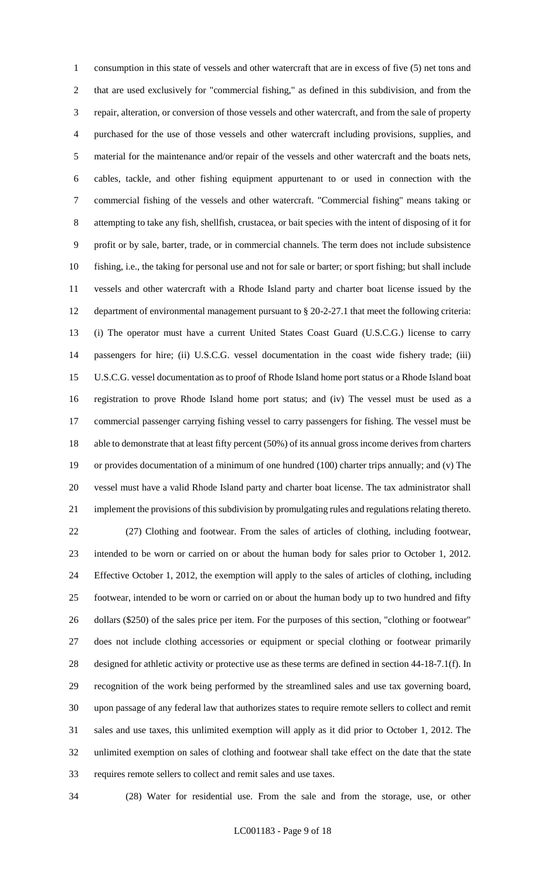consumption in this state of vessels and other watercraft that are in excess of five (5) net tons and that are used exclusively for "commercial fishing," as defined in this subdivision, and from the repair, alteration, or conversion of those vessels and other watercraft, and from the sale of property purchased for the use of those vessels and other watercraft including provisions, supplies, and material for the maintenance and/or repair of the vessels and other watercraft and the boats nets, cables, tackle, and other fishing equipment appurtenant to or used in connection with the commercial fishing of the vessels and other watercraft. "Commercial fishing" means taking or attempting to take any fish, shellfish, crustacea, or bait species with the intent of disposing of it for profit or by sale, barter, trade, or in commercial channels. The term does not include subsistence fishing, i.e., the taking for personal use and not for sale or barter; or sport fishing; but shall include vessels and other watercraft with a Rhode Island party and charter boat license issued by the department of environmental management pursuant to § 20-2-27.1 that meet the following criteria: (i) The operator must have a current United States Coast Guard (U.S.C.G.) license to carry passengers for hire; (ii) U.S.C.G. vessel documentation in the coast wide fishery trade; (iii) U.S.C.G. vessel documentation as to proof of Rhode Island home port status or a Rhode Island boat registration to prove Rhode Island home port status; and (iv) The vessel must be used as a commercial passenger carrying fishing vessel to carry passengers for fishing. The vessel must be able to demonstrate that at least fifty percent (50%) of its annual gross income derives from charters or provides documentation of a minimum of one hundred (100) charter trips annually; and (v) The vessel must have a valid Rhode Island party and charter boat license. The tax administrator shall implement the provisions of this subdivision by promulgating rules and regulations relating thereto.

(27) Clothing and footwear. From the sales of articles of clothing, including footwear, intended to be worn or carried on or about the human body for sales prior to October 1, 2012. Effective October 1, 2012, the exemption will apply to the sales of articles of clothing, including footwear, intended to be worn or carried on or about the human body up to two hundred and fifty dollars ($250) of the sales price per item. For the purposes of this section, "clothing or footwear" does not include clothing accessories or equipment or special clothing or footwear primarily designed for athletic activity or protective use as these terms are defined in section 44-18-7.1(f). In recognition of the work being performed by the streamlined sales and use tax governing board, upon passage of any federal law that authorizes states to require remote sellers to collect and remit sales and use taxes, this unlimited exemption will apply as it did prior to October 1, 2012. The unlimited exemption on sales of clothing and footwear shall take effect on the date that the state requires remote sellers to collect and remit sales and use taxes.

(28) Water for residential use. From the sale and from the storage, use, or other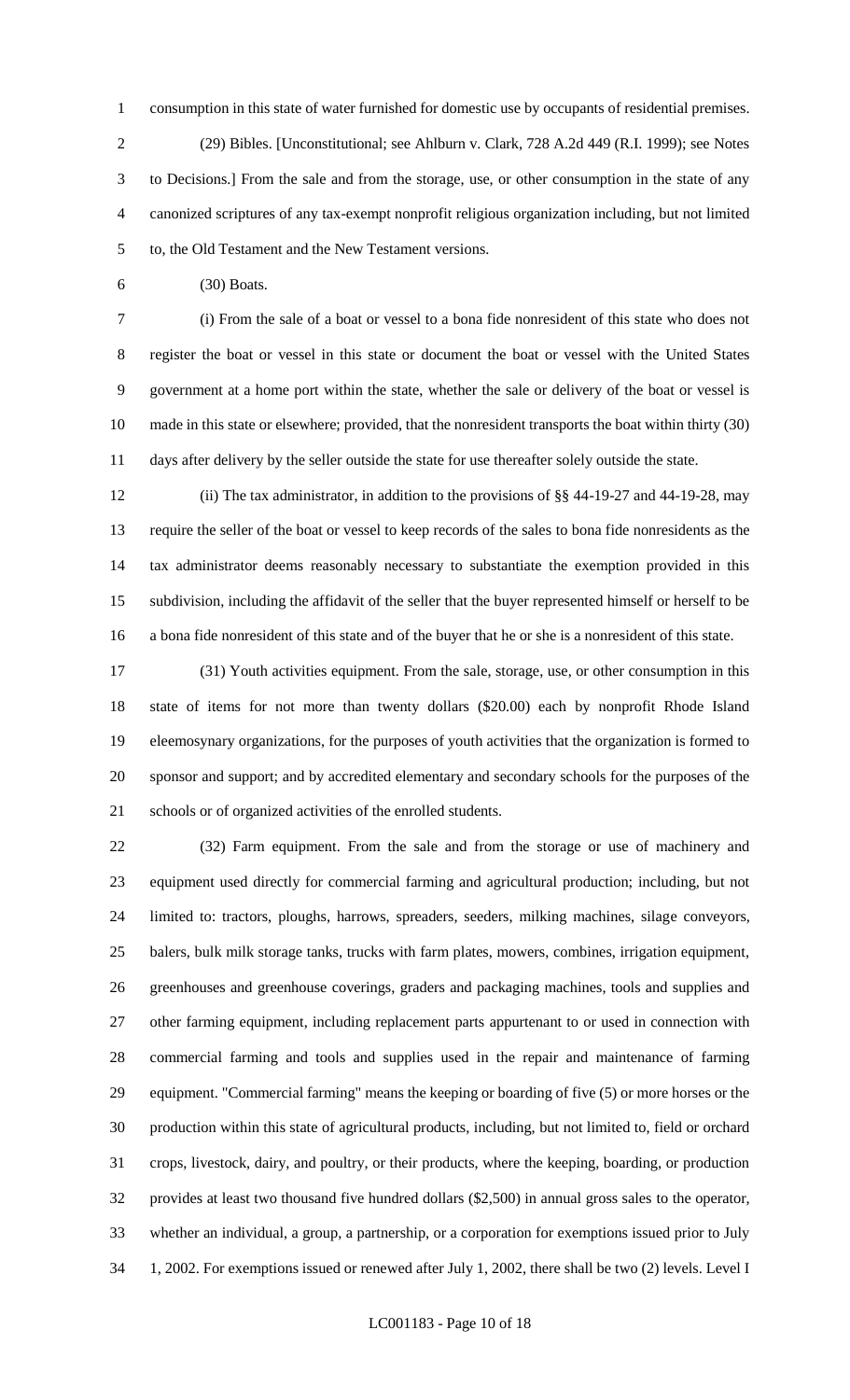consumption in this state of water furnished for domestic use by occupants of residential premises.

(29) Bibles. [Unconstitutional; see Ahlburn v. Clark, 728 A.2d 449 (R.I. 1999); see Notes to Decisions.] From the sale and from the storage, use, or other consumption in the state of any canonized scriptures of any tax-exempt nonprofit religious organization including, but not limited to, the Old Testament and the New Testament versions.

(30) Boats.

(i) From the sale of a boat or vessel to a bona fide nonresident of this state who does not register the boat or vessel in this state or document the boat or vessel with the United States government at a home port within the state, whether the sale or delivery of the boat or vessel is made in this state or elsewhere; provided, that the nonresident transports the boat within thirty (30) days after delivery by the seller outside the state for use thereafter solely outside the state.

(ii) The tax administrator, in addition to the provisions of §§ 44-19-27 and 44-19-28, may require the seller of the boat or vessel to keep records of the sales to bona fide nonresidents as the tax administrator deems reasonably necessary to substantiate the exemption provided in this subdivision, including the affidavit of the seller that the buyer represented himself or herself to be a bona fide nonresident of this state and of the buyer that he or she is a nonresident of this state.

(31) Youth activities equipment. From the sale, storage, use, or other consumption in this state of items for not more than twenty dollars ($20.00) each by nonprofit Rhode Island eleemosynary organizations, for the purposes of youth activities that the organization is formed to sponsor and support; and by accredited elementary and secondary schools for the purposes of the schools or of organized activities of the enrolled students.

(32) Farm equipment. From the sale and from the storage or use of machinery and equipment used directly for commercial farming and agricultural production; including, but not limited to: tractors, ploughs, harrows, spreaders, seeders, milking machines, silage conveyors, balers, bulk milk storage tanks, trucks with farm plates, mowers, combines, irrigation equipment, greenhouses and greenhouse coverings, graders and packaging machines, tools and supplies and other farming equipment, including replacement parts appurtenant to or used in connection with commercial farming and tools and supplies used in the repair and maintenance of farming equipment. "Commercial farming" means the keeping or boarding of five (5) or more horses or the production within this state of agricultural products, including, but not limited to, field or orchard crops, livestock, dairy, and poultry, or their products, where the keeping, boarding, or production provides at least two thousand five hundred dollars ($2,500) in annual gross sales to the operator, whether an individual, a group, a partnership, or a corporation for exemptions issued prior to July 1, 2002. For exemptions issued or renewed after July 1, 2002, there shall be two (2) levels. Level I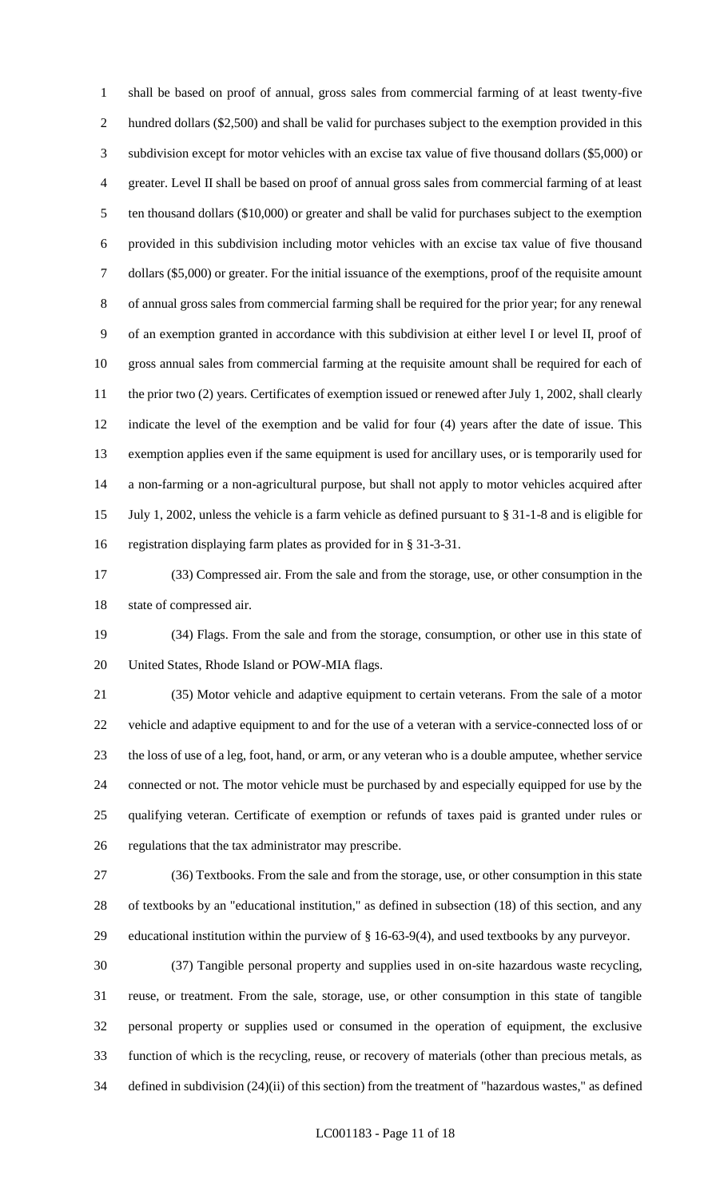shall be based on proof of annual, gross sales from commercial farming of at least twenty-five hundred dollars ($2,500) and shall be valid for purchases subject to the exemption provided in this subdivision except for motor vehicles with an excise tax value of five thousand dollars ($5,000) or greater. Level II shall be based on proof of annual gross sales from commercial farming of at least ten thousand dollars ($10,000) or greater and shall be valid for purchases subject to the exemption provided in this subdivision including motor vehicles with an excise tax value of five thousand dollars ($5,000) or greater. For the initial issuance of the exemptions, proof of the requisite amount of annual gross sales from commercial farming shall be required for the prior year; for any renewal of an exemption granted in accordance with this subdivision at either level I or level II, proof of gross annual sales from commercial farming at the requisite amount shall be required for each of the prior two (2) years. Certificates of exemption issued or renewed after July 1, 2002, shall clearly indicate the level of the exemption and be valid for four (4) years after the date of issue. This exemption applies even if the same equipment is used for ancillary uses, or is temporarily used for a non-farming or a non-agricultural purpose, but shall not apply to motor vehicles acquired after July 1, 2002, unless the vehicle is a farm vehicle as defined pursuant to § 31-1-8 and is eligible for registration displaying farm plates as provided for in § 31-3-31.

(33) Compressed air. From the sale and from the storage, use, or other consumption in the state of compressed air.

(34) Flags. From the sale and from the storage, consumption, or other use in this state of United States, Rhode Island or POW-MIA flags.

(35) Motor vehicle and adaptive equipment to certain veterans. From the sale of a motor vehicle and adaptive equipment to and for the use of a veteran with a service-connected loss of or the loss of use of a leg, foot, hand, or arm, or any veteran who is a double amputee, whether service connected or not. The motor vehicle must be purchased by and especially equipped for use by the qualifying veteran. Certificate of exemption or refunds of taxes paid is granted under rules or regulations that the tax administrator may prescribe.

(36) Textbooks. From the sale and from the storage, use, or other consumption in this state of textbooks by an "educational institution," as defined in subsection (18) of this section, and any educational institution within the purview of § 16-63-9(4), and used textbooks by any purveyor.

(37) Tangible personal property and supplies used in on-site hazardous waste recycling, reuse, or treatment. From the sale, storage, use, or other consumption in this state of tangible personal property or supplies used or consumed in the operation of equipment, the exclusive function of which is the recycling, reuse, or recovery of materials (other than precious metals, as defined in subdivision (24)(ii) of this section) from the treatment of "hazardous wastes," as defined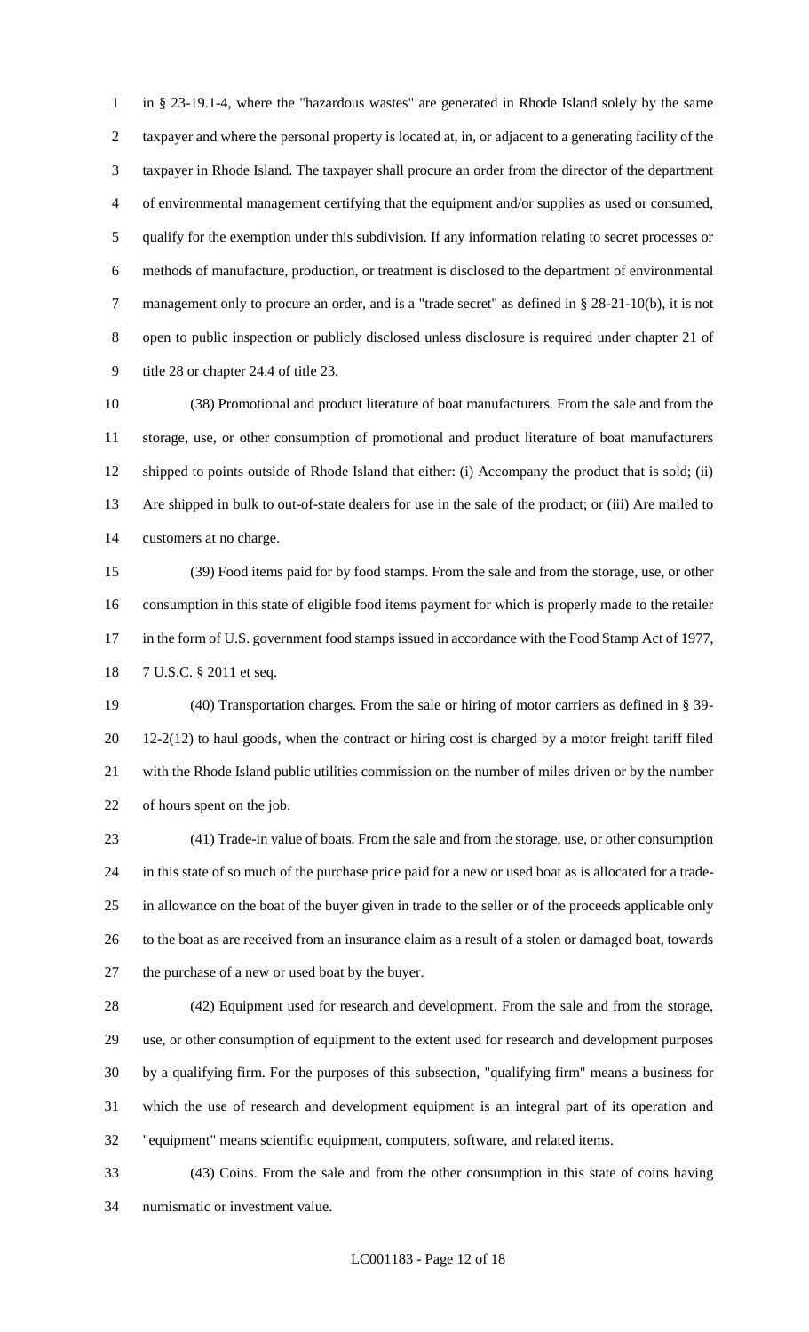in § 23-19.1-4, where the "hazardous wastes" are generated in Rhode Island solely by the same taxpayer and where the personal property is located at, in, or adjacent to a generating facility of the taxpayer in Rhode Island. The taxpayer shall procure an order from the director of the department of environmental management certifying that the equipment and/or supplies as used or consumed, qualify for the exemption under this subdivision. If any information relating to secret processes or methods of manufacture, production, or treatment is disclosed to the department of environmental management only to procure an order, and is a "trade secret" as defined in § 28-21-10(b), it is not open to public inspection or publicly disclosed unless disclosure is required under chapter 21 of title 28 or chapter 24.4 of title 23.

(38) Promotional and product literature of boat manufacturers. From the sale and from the storage, use, or other consumption of promotional and product literature of boat manufacturers shipped to points outside of Rhode Island that either: (i) Accompany the product that is sold; (ii) Are shipped in bulk to out-of-state dealers for use in the sale of the product; or (iii) Are mailed to customers at no charge.

(39) Food items paid for by food stamps. From the sale and from the storage, use, or other consumption in this state of eligible food items payment for which is properly made to the retailer in the form of U.S. government food stamps issued in accordance with the Food Stamp Act of 1977, 7 U.S.C. § 2011 et seq.

(40) Transportation charges. From the sale or hiring of motor carriers as defined in § 39-12-2(12) to haul goods, when the contract or hiring cost is charged by a motor freight tariff filed with the Rhode Island public utilities commission on the number of miles driven or by the number of hours spent on the job.

(41) Trade-in value of boats. From the sale and from the storage, use, or other consumption in this state of so much of the purchase price paid for a new or used boat as is allocated for a trade-in allowance on the boat of the buyer given in trade to the seller or of the proceeds applicable only to the boat as are received from an insurance claim as a result of a stolen or damaged boat, towards the purchase of a new or used boat by the buyer.

(42) Equipment used for research and development. From the sale and from the storage, use, or other consumption of equipment to the extent used for research and development purposes by a qualifying firm. For the purposes of this subsection, "qualifying firm" means a business for which the use of research and development equipment is an integral part of its operation and "equipment" means scientific equipment, computers, software, and related items.

(43) Coins. From the sale and from the other consumption in this state of coins having numismatic or investment value.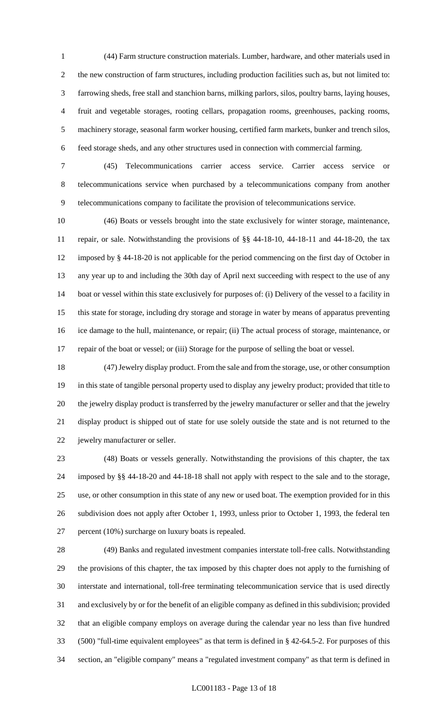(44) Farm structure construction materials. Lumber, hardware, and other materials used in the new construction of farm structures, including production facilities such as, but not limited to: farrowing sheds, free stall and stanchion barns, milking parlors, silos, poultry barns, laying houses, fruit and vegetable storages, rooting cellars, propagation rooms, greenhouses, packing rooms, machinery storage, seasonal farm worker housing, certified farm markets, bunker and trench silos, feed storage sheds, and any other structures used in connection with commercial farming.

(45) Telecommunications carrier access service. Carrier access service or telecommunications service when purchased by a telecommunications company from another telecommunications company to facilitate the provision of telecommunications service.

(46) Boats or vessels brought into the state exclusively for winter storage, maintenance, repair, or sale. Notwithstanding the provisions of §§ 44-18-10, 44-18-11 and 44-18-20, the tax imposed by § 44-18-20 is not applicable for the period commencing on the first day of October in any year up to and including the 30th day of April next succeeding with respect to the use of any boat or vessel within this state exclusively for purposes of: (i) Delivery of the vessel to a facility in this state for storage, including dry storage and storage in water by means of apparatus preventing ice damage to the hull, maintenance, or repair; (ii) The actual process of storage, maintenance, or repair of the boat or vessel; or (iii) Storage for the purpose of selling the boat or vessel.

(47) Jewelry display product. From the sale and from the storage, use, or other consumption in this state of tangible personal property used to display any jewelry product; provided that title to the jewelry display product is transferred by the jewelry manufacturer or seller and that the jewelry display product is shipped out of state for use solely outside the state and is not returned to the jewelry manufacturer or seller.

(48) Boats or vessels generally. Notwithstanding the provisions of this chapter, the tax imposed by §§ 44-18-20 and 44-18-18 shall not apply with respect to the sale and to the storage, use, or other consumption in this state of any new or used boat. The exemption provided for in this subdivision does not apply after October 1, 1993, unless prior to October 1, 1993, the federal ten percent (10%) surcharge on luxury boats is repealed.

(49) Banks and regulated investment companies interstate toll-free calls. Notwithstanding the provisions of this chapter, the tax imposed by this chapter does not apply to the furnishing of interstate and international, toll-free terminating telecommunication service that is used directly and exclusively by or for the benefit of an eligible company as defined in this subdivision; provided that an eligible company employs on average during the calendar year no less than five hundred (500) "full-time equivalent employees" as that term is defined in § 42-64.5-2. For purposes of this section, an "eligible company" means a "regulated investment company" as that term is defined in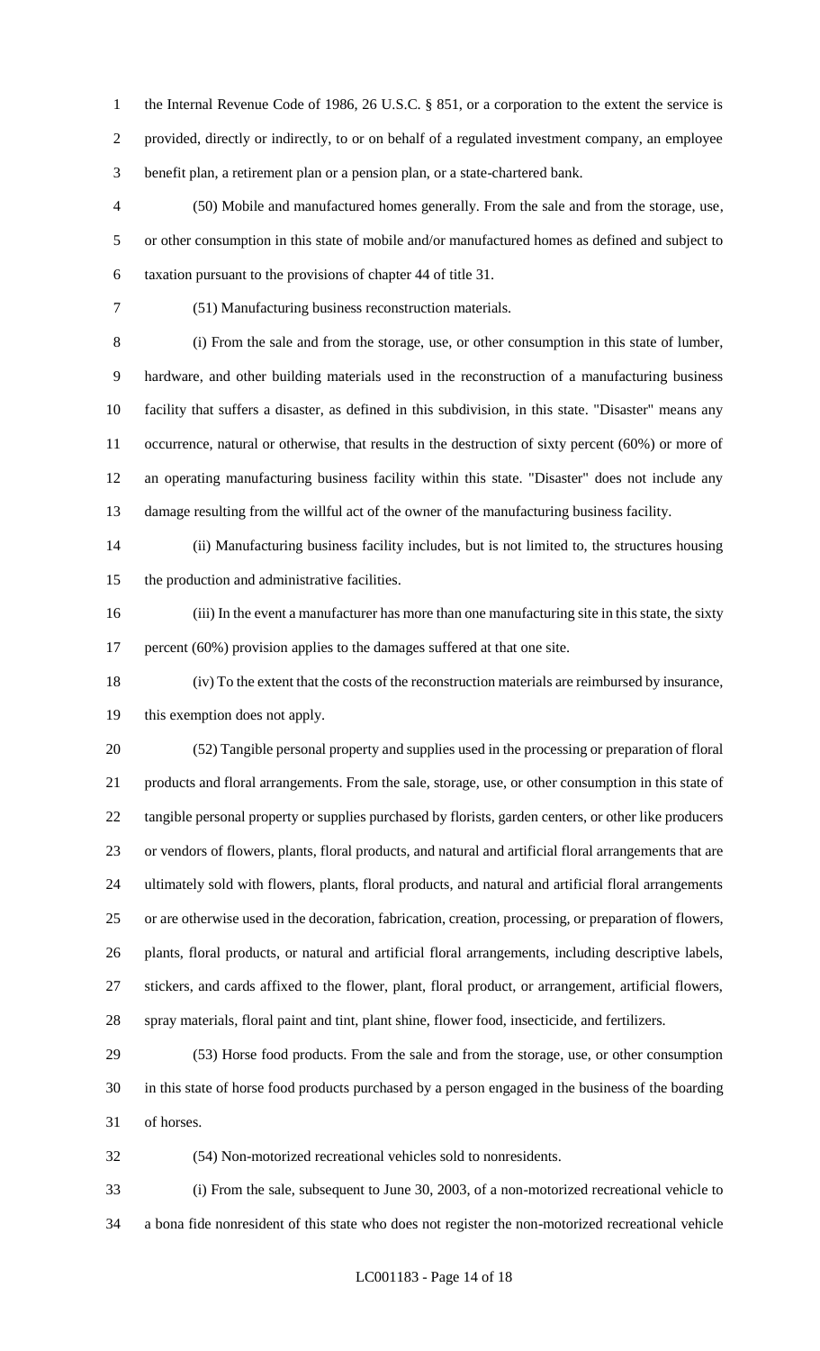the Internal Revenue Code of 1986, 26 U.S.C. § 851, or a corporation to the extent the service is provided, directly or indirectly, to or on behalf of a regulated investment company, an employee benefit plan, a retirement plan or a pension plan, or a state-chartered bank.

(50) Mobile and manufactured homes generally. From the sale and from the storage, use, or other consumption in this state of mobile and/or manufactured homes as defined and subject to taxation pursuant to the provisions of chapter 44 of title 31.

(51) Manufacturing business reconstruction materials.

(i) From the sale and from the storage, use, or other consumption in this state of lumber, hardware, and other building materials used in the reconstruction of a manufacturing business facility that suffers a disaster, as defined in this subdivision, in this state. "Disaster" means any occurrence, natural or otherwise, that results in the destruction of sixty percent (60%) or more of an operating manufacturing business facility within this state. "Disaster" does not include any damage resulting from the willful act of the owner of the manufacturing business facility.

(ii) Manufacturing business facility includes, but is not limited to, the structures housing the production and administrative facilities.

(iii) In the event a manufacturer has more than one manufacturing site in this state, the sixty percent (60%) provision applies to the damages suffered at that one site.

(iv) To the extent that the costs of the reconstruction materials are reimbursed by insurance, this exemption does not apply.

(52) Tangible personal property and supplies used in the processing or preparation of floral products and floral arrangements. From the sale, storage, use, or other consumption in this state of tangible personal property or supplies purchased by florists, garden centers, or other like producers or vendors of flowers, plants, floral products, and natural and artificial floral arrangements that are ultimately sold with flowers, plants, floral products, and natural and artificial floral arrangements or are otherwise used in the decoration, fabrication, creation, processing, or preparation of flowers, plants, floral products, or natural and artificial floral arrangements, including descriptive labels, stickers, and cards affixed to the flower, plant, floral product, or arrangement, artificial flowers, spray materials, floral paint and tint, plant shine, flower food, insecticide, and fertilizers.

(53) Horse food products. From the sale and from the storage, use, or other consumption in this state of horse food products purchased by a person engaged in the business of the boarding of horses.

(54) Non-motorized recreational vehicles sold to nonresidents.

(i) From the sale, subsequent to June 30, 2003, of a non-motorized recreational vehicle to a bona fide nonresident of this state who does not register the non-motorized recreational vehicle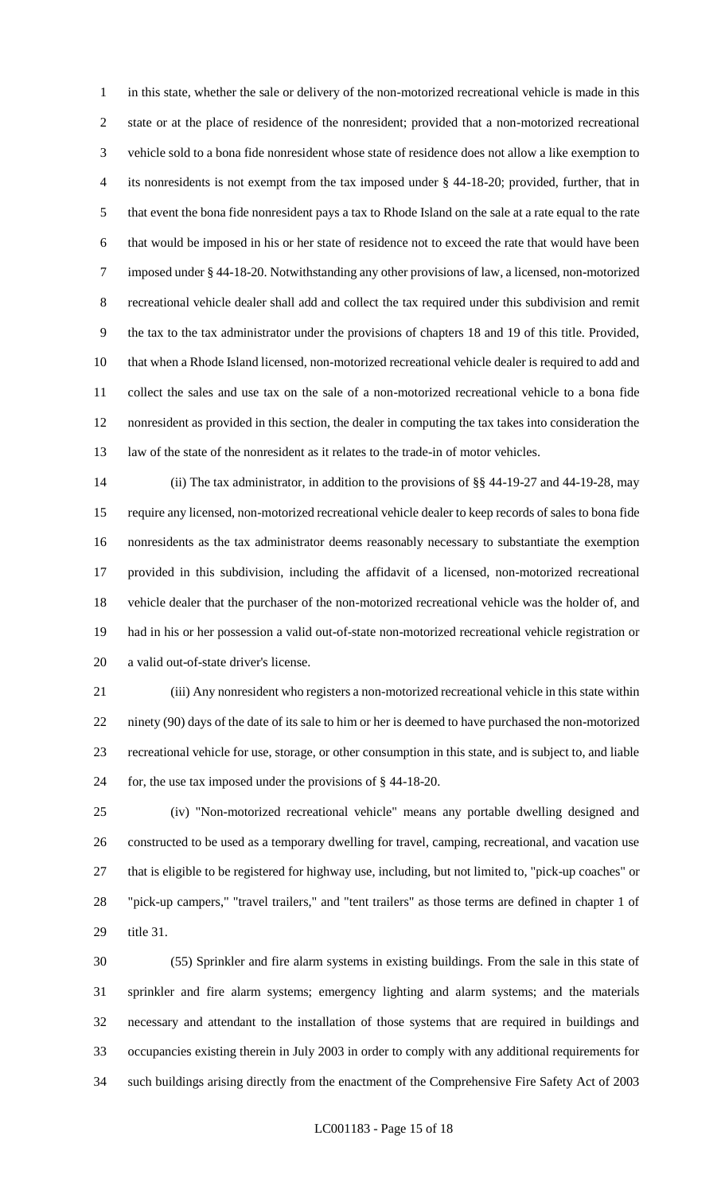in this state, whether the sale or delivery of the non-motorized recreational vehicle is made in this state or at the place of residence of the nonresident; provided that a non-motorized recreational vehicle sold to a bona fide nonresident whose state of residence does not allow a like exemption to its nonresidents is not exempt from the tax imposed under § 44-18-20; provided, further, that in that event the bona fide nonresident pays a tax to Rhode Island on the sale at a rate equal to the rate that would be imposed in his or her state of residence not to exceed the rate that would have been imposed under § 44-18-20. Notwithstanding any other provisions of law, a licensed, non-motorized recreational vehicle dealer shall add and collect the tax required under this subdivision and remit the tax to the tax administrator under the provisions of chapters 18 and 19 of this title. Provided, that when a Rhode Island licensed, non-motorized recreational vehicle dealer is required to add and collect the sales and use tax on the sale of a non-motorized recreational vehicle to a bona fide nonresident as provided in this section, the dealer in computing the tax takes into consideration the law of the state of the nonresident as it relates to the trade-in of motor vehicles.

(ii) The tax administrator, in addition to the provisions of §§ 44-19-27 and 44-19-28, may require any licensed, non-motorized recreational vehicle dealer to keep records of sales to bona fide nonresidents as the tax administrator deems reasonably necessary to substantiate the exemption provided in this subdivision, including the affidavit of a licensed, non-motorized recreational vehicle dealer that the purchaser of the non-motorized recreational vehicle was the holder of, and had in his or her possession a valid out-of-state non-motorized recreational vehicle registration or a valid out-of-state driver's license.

(iii) Any nonresident who registers a non-motorized recreational vehicle in this state within ninety (90) days of the date of its sale to him or her is deemed to have purchased the non-motorized recreational vehicle for use, storage, or other consumption in this state, and is subject to, and liable for, the use tax imposed under the provisions of § 44-18-20.

(iv) "Non-motorized recreational vehicle" means any portable dwelling designed and constructed to be used as a temporary dwelling for travel, camping, recreational, and vacation use that is eligible to be registered for highway use, including, but not limited to, "pick-up coaches" or "pick-up campers," "travel trailers," and "tent trailers" as those terms are defined in chapter 1 of title 31.

(55) Sprinkler and fire alarm systems in existing buildings. From the sale in this state of sprinkler and fire alarm systems; emergency lighting and alarm systems; and the materials necessary and attendant to the installation of those systems that are required in buildings and occupancies existing therein in July 2003 in order to comply with any additional requirements for such buildings arising directly from the enactment of the Comprehensive Fire Safety Act of 2003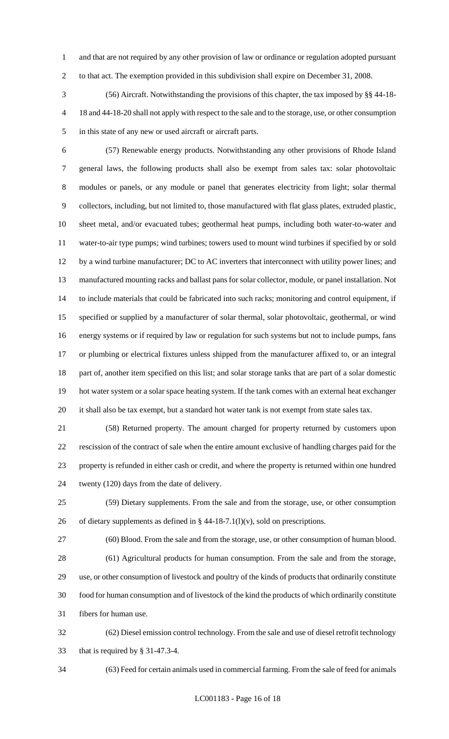and that are not required by any other provision of law or ordinance or regulation adopted pursuant to that act. The exemption provided in this subdivision shall expire on December 31, 2008.

(56) Aircraft. Notwithstanding the provisions of this chapter, the tax imposed by §§ 44-18-18 and 44-18-20 shall not apply with respect to the sale and to the storage, use, or other consumption in this state of any new or used aircraft or aircraft parts.

(57) Renewable energy products. Notwithstanding any other provisions of Rhode Island general laws, the following products shall also be exempt from sales tax: solar photovoltaic modules or panels, or any module or panel that generates electricity from light; solar thermal collectors, including, but not limited to, those manufactured with flat glass plates, extruded plastic, sheet metal, and/or evacuated tubes; geothermal heat pumps, including both water-to-water and water-to-air type pumps; wind turbines; towers used to mount wind turbines if specified by or sold by a wind turbine manufacturer; DC to AC inverters that interconnect with utility power lines; and manufactured mounting racks and ballast pans for solar collector, module, or panel installation. Not to include materials that could be fabricated into such racks; monitoring and control equipment, if specified or supplied by a manufacturer of solar thermal, solar photovoltaic, geothermal, or wind energy systems or if required by law or regulation for such systems but not to include pumps, fans or plumbing or electrical fixtures unless shipped from the manufacturer affixed to, or an integral part of, another item specified on this list; and solar storage tanks that are part of a solar domestic hot water system or a solar space heating system. If the tank comes with an external heat exchanger it shall also be tax exempt, but a standard hot water tank is not exempt from state sales tax.

(58) Returned property. The amount charged for property returned by customers upon rescission of the contract of sale when the entire amount exclusive of handling charges paid for the property is refunded in either cash or credit, and where the property is returned within one hundred twenty (120) days from the date of delivery.

(59) Dietary supplements. From the sale and from the storage, use, or other consumption of dietary supplements as defined in § 44-18-7.1(l)(v), sold on prescriptions.

(60) Blood. From the sale and from the storage, use, or other consumption of human blood.

(61) Agricultural products for human consumption. From the sale and from the storage, use, or other consumption of livestock and poultry of the kinds of products that ordinarily constitute food for human consumption and of livestock of the kind the products of which ordinarily constitute fibers for human use.

(62) Diesel emission control technology. From the sale and use of diesel retrofit technology that is required by § 31-47.3-4.

(63) Feed for certain animals used in commercial farming. From the sale of feed for animals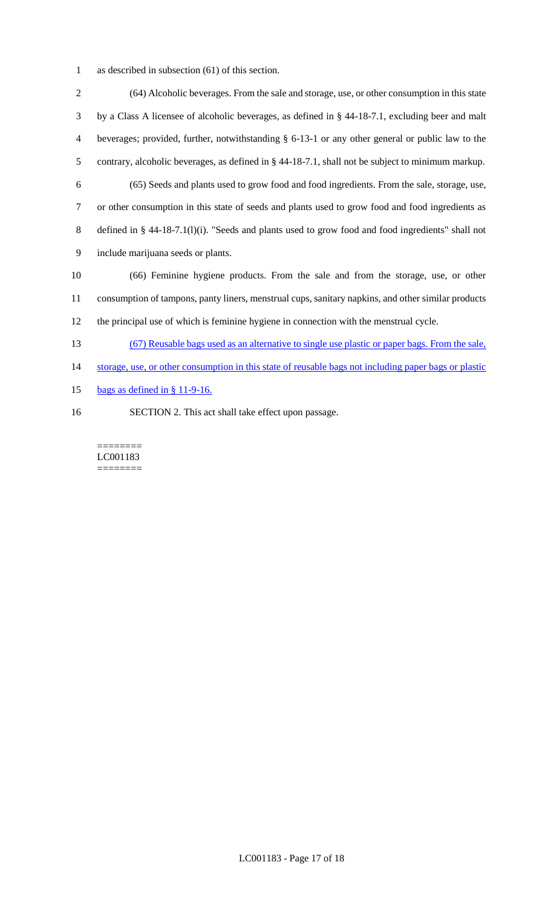as described in subsection (61) of this section.

(64) Alcoholic beverages. From the sale and storage, use, or other consumption in this state by a Class A licensee of alcoholic beverages, as defined in § 44-18-7.1, excluding beer and malt beverages; provided, further, notwithstanding § 6-13-1 or any other general or public law to the contrary, alcoholic beverages, as defined in § 44-18-7.1, shall not be subject to minimum markup.

(65) Seeds and plants used to grow food and food ingredients. From the sale, storage, use, or other consumption in this state of seeds and plants used to grow food and food ingredients as defined in § 44-18-7.1(l)(i). "Seeds and plants used to grow food and food ingredients" shall not include marijuana seeds or plants.

(66) Feminine hygiene products. From the sale and from the storage, use, or other consumption of tampons, panty liners, menstrual cups, sanitary napkins, and other similar products the principal use of which is feminine hygiene in connection with the menstrual cycle.

(67) Reusable bags used as an alternative to single use plastic or paper bags. From the sale, storage, use, or other consumption in this state of reusable bags not including paper bags or plastic bags as defined in § 11-9-16.

SECTION 2. This act shall take effect upon passage.

========
LC001183
========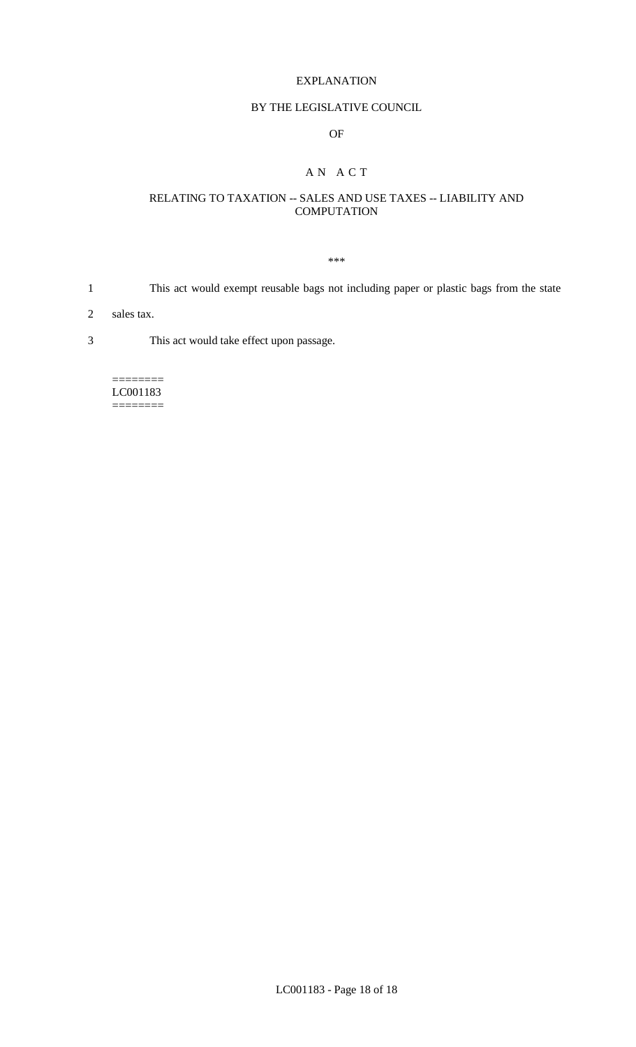EXPLANATION

BY THE LEGISLATIVE COUNCIL

OF

A N A C T

RELATING TO TAXATION -- SALES AND USE TAXES -- LIABILITY AND COMPUTATION

\*\*\*

1 This act would exempt reusable bags not including paper or plastic bags from the state

2 sales tax.

3 This act would take effect upon passage.

========
LC001183
========